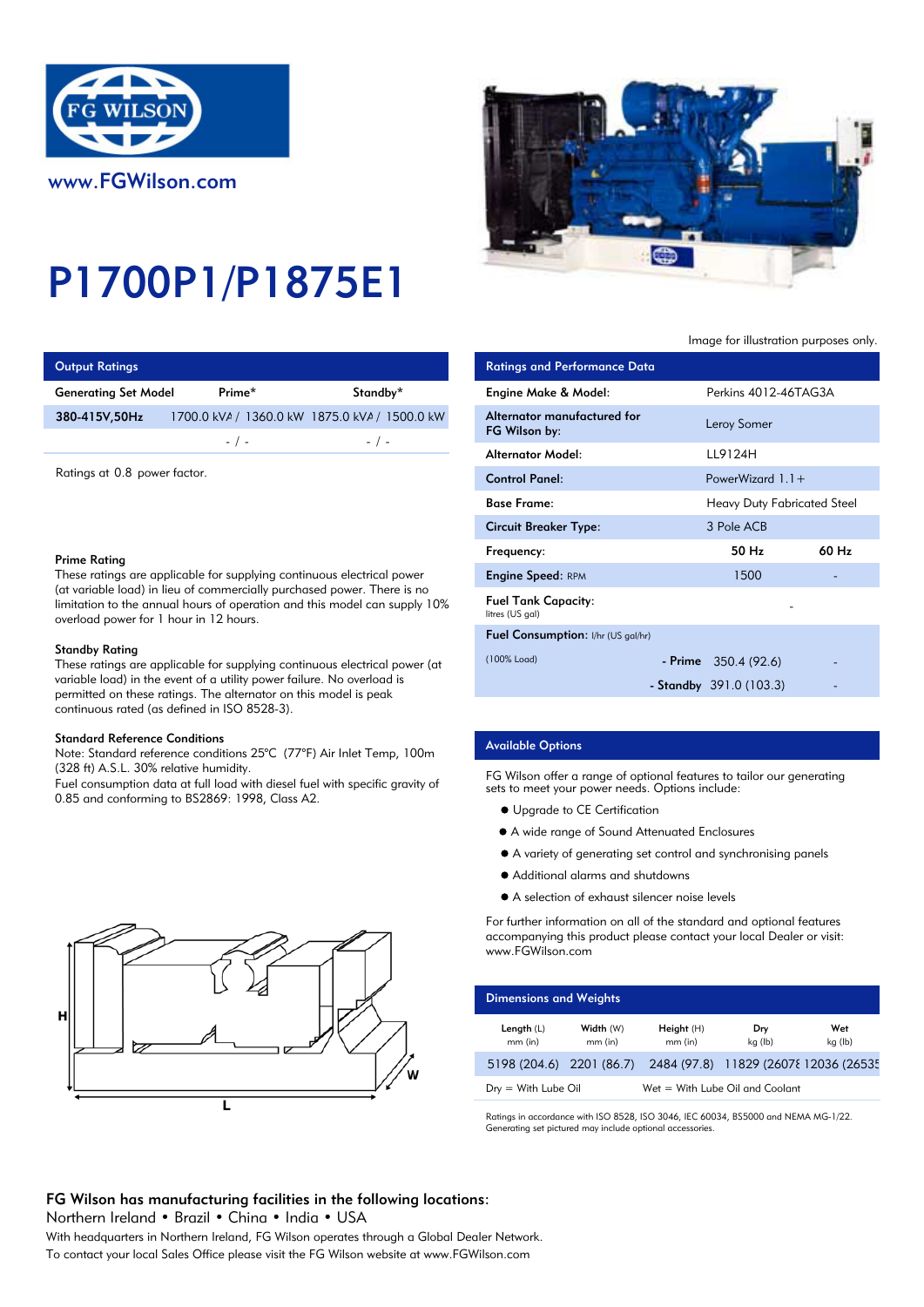www.FGWilson.com

# P1700P1/P1875E1

Image for illustration purposes only.

## Output Ratings

| Generating Set Model | Prime* | Standby* |
|---|---|---|
| 380-415V,50Hz | 1700.0 kVA / 1360.0 kW | 1875.0 kVA / 1500.0 kW |
| | - / - | - / - |

Ratings at 0.8 power factor.

### Prime Rating

These ratings are applicable for supplying continuous electrical power (at variable load) in lieu of commercially purchased power. There is no limitation to the annual hours of operation and this model can supply 10% overload power for 1 hour in 12 hours.

### Standby Rating

These ratings are applicable for supplying continuous electrical power (at variable load) in the event of a utility power failure. No overload is permitted on these ratings. The alternator on this model is peak continuous rated (as defined in ISO 8528-3).

### Standard Reference Conditions

Note: Standard reference conditions 25°C (77°F) Air Inlet Temp, 100m (328 ft) A.S.L. 30% relative humidity.
Fuel consumption data at full load with diesel fuel with specific gravity of 0.85 and conforming to BS2869: 1998, Class A2.

## Ratings and Performance Data

| | | |
|---|---|---|
| Engine Make & Model: | Perkins 4012-46TAG3A | |
| Alternator manufactured for FG Wilson by: | Leroy Somer | |
| Alternator Model: | LL9124H | |
| Control Panel: | PowerWizard 1.1+ | |
| Base Frame: | Heavy Duty Fabricated Steel | |
| Circuit Breaker Type: | 3 Pole ACB | |
| Frequency: | 50 Hz | 60 Hz |
| Engine Speed: RPM | 1500 | - |
| Fuel Tank Capacity: litres (US gal) | - | |
| Fuel Consumption: l/hr (US gal/hr) (100% Load) - Prime | 350.4 (92.6) | - |
| - Standby | 391.0 (103.3) | - |

## Available Options

FG Wilson offer a range of optional features to tailor our generating sets to meet your power needs. Options include:

- Upgrade to CE Certification
- A wide range of Sound Attenuated Enclosures
- A variety of generating set control and synchronising panels
- Additional alarms and shutdowns
- A selection of exhaust silencer noise levels

For further information on all of the standard and optional features accompanying this product please contact your local Dealer or visit: www.FGWilson.com

## Dimensions and Weights

| Length (L) mm (in) | Width (W) mm (in) | Height (H) mm (in) | Dry kg (lb) | Wet kg (lb) |
|---|---|---|---|---|
| 5198 (204.6) | 2201 (86.7) | 2484 (97.8) | 11829 (2607 | 12036 (2653 |

Dry = With Lube Oil     Wet = With Lube Oil and Coolant

Ratings in accordance with ISO 8528, ISO 3046, IEC 60034, BS5000 and NEMA MG-1/22.
Generating set pictured may include optional accessories.

**FG Wilson has manufacturing facilities in the following locations:**
Northern Ireland • Brazil • China • India • USA
With headquarters in Northern Ireland, FG Wilson operates through a Global Dealer Network.
To contact your local Sales Office please visit the FG Wilson website at www.FGWilson.com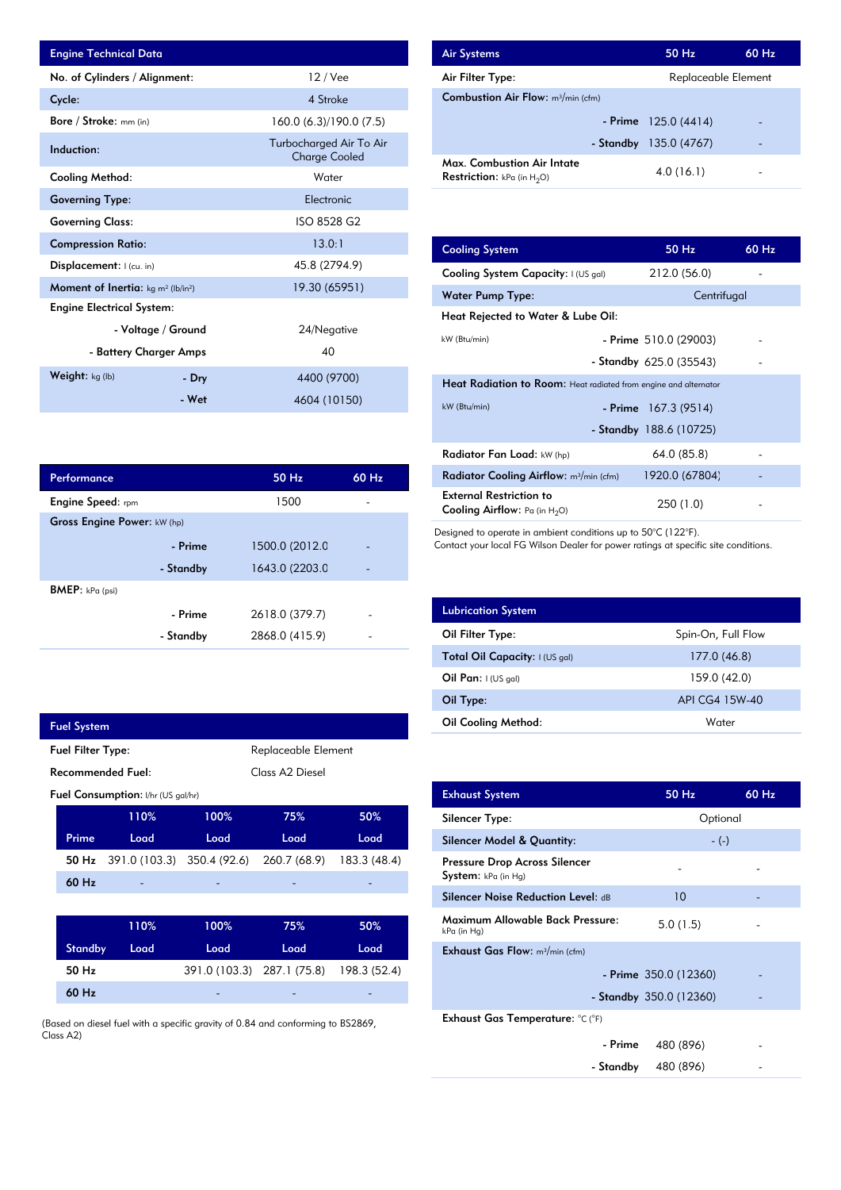## Engine Technical Data

| Engine Technical Data | | |
|---|---|---|
| No. of Cylinders / Alignment: | | 12 / Vee |
| Cycle: | | 4 Stroke |
| Bore / Stroke: mm (in) | | 160.0 (6.3)/190.0 (7.5) |
| Induction: | | Turbocharged Air To Air Charge Cooled |
| Cooling Method: | | Water |
| Governing Type: | | Electronic |
| Governing Class: | | ISO 8528 G2 |
| Compression Ratio: | | 13.0:1 |
| Displacement: l (cu. in) | | 45.8 (2794.9) |
| Moment of Inertia: kg m² (lb/in²) | | 19.30 (65951) |
| Engine Electrical System: | | |
| | - Voltage / Ground | 24/Negative |
| | - Battery Charger Amps | 40 |
| Weight: kg (lb) | - Dry | 4400 (9700) |
| | - Wet | 4604 (10150) |

## Performance

| Performance | | 50 Hz | 60 Hz |
|---|---|---|---|
| Engine Speed: rpm | | 1500 | - |
| Gross Engine Power: kW (hp) | | | |
| | - Prime | 1500.0 (2012.0 | - |
| | - Standby | 1643.0 (2203.0 | - |
| BMEP: kPa (psi) | | | |
| | - Prime | 2618.0 (379.7) | - |
| | - Standby | 2868.0 (415.9) | - |

## Fuel System

| Fuel System | |
|---|---|
| Fuel Filter Type: | Replaceable Element |
| Recommended Fuel: | Class A2 Diesel |

Fuel Consumption: l/hr (US gal/hr)

| Prime | 110% Load | 100% Load | 75% Load | 50% Load |
|---|---|---|---|---|
| 50 Hz | 391.0 (103.3) | 350.4 (92.6) | 260.7 (68.9) | 183.3 (48.4) |
| 60 Hz | - | - | - | - |

| Standby | 110% Load | 100% Load | 75% Load | 50% Load |
|---|---|---|---|---|
| 50 Hz | | 391.0 (103.3) | 287.1 (75.8) | 198.3 (52.4) |
| 60 Hz | | - | - | - |

(Based on diesel fuel with a specific gravity of 0.84 and conforming to BS2869, Class A2)

## Air Systems

| Air Systems | | 50 Hz | 60 Hz |
|---|---|---|---|
| Air Filter Type: | | Replaceable Element | |
| Combustion Air Flow: m³/min (cfm) | | | |
| | - Prime | 125.0 (4414) | - |
| | - Standby | 135.0 (4767) | - |
| Max. Combustion Air Intate Restriction: kPa (in $H_2O$) | | 4.0 (16.1) | - |

## Cooling System

| Cooling System | | 50 Hz | 60 Hz |
|---|---|---|---|
| Cooling System Capacity: l (US gal) | | 212.0 (56.0) | - |
| Water Pump Type: | | Centrifugal | |
| Heat Rejected to Water & Lube Oil: | | | |
| kW (Btu/min) | - Prime | 510.0 (29003) | - |
| | - Standby | 625.0 (35543) | - |
| Heat Radiation to Room: Heat radiated from engine and alternator | | | |
| kW (Btu/min) | - Prime | 167.3 (9514) | |
| | - Standby | 188.6 (10725) | |
| Radiator Fan Load: kW (hp) | | 64.0 (85.8) | - |
| Radiator Cooling Airflow: m³/min (cfm) | | 1920.0 (67804) | - |
| External Restriction to Cooling Airflow: Pa (in $H_2O$) | | 250 (1.0) | - |

Designed to operate in ambient conditions up to 50°C (122°F).
Contact your local FG Wilson Dealer for power ratings at specific site conditions.

## Lubrication System

| Lubrication System | |
|---|---|
| Oil Filter Type: | Spin-On, Full Flow |
| Total Oil Capacity: l (US gal) | 177.0 (46.8) |
| Oil Pan: l (US gal) | 159.0 (42.0) |
| Oil Type: | API CG4 15W-40 |
| Oil Cooling Method: | Water |

## Exhaust System

| Exhaust System | | 50 Hz | 60 Hz |
|---|---|---|---|
| Silencer Type: | | Optional | |
| Silencer Model & Quantity: | | - (-) | |
| Pressure Drop Across Silencer System: kPa (in Hg) | | - | - |
| Silencer Noise Reduction Level: dB | | 10 | - |
| Maximum Allowable Back Pressure: kPa (in Hg) | | 5.0 (1.5) | - |
| Exhaust Gas Flow: m³/min (cfm) | | | |
| | - Prime | 350.0 (12360) | - |
| | - Standby | 350.0 (12360) | - |
| Exhaust Gas Temperature: °C (°F) | | | |
| | - Prime | 480 (896) | - |
| | - Standby | 480 (896) | - |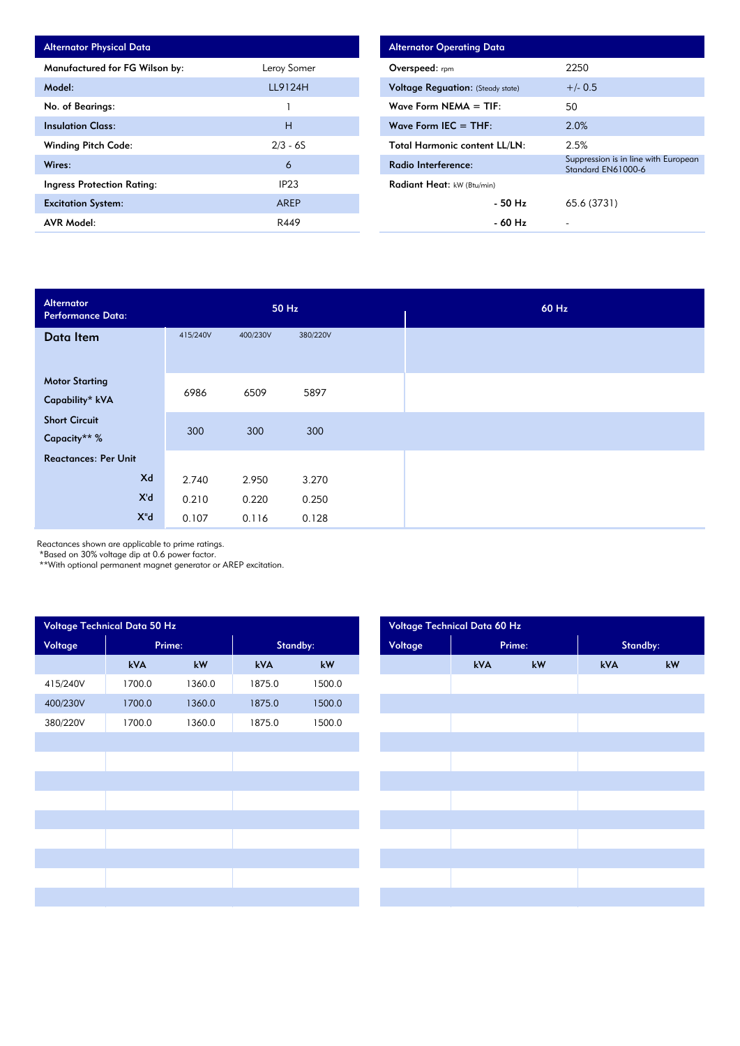| Alternator Physical Data | |
|---|---|
| Manufactured for FG Wilson by: | Leroy Somer |
| Model: | LL9124H |
| No. of Bearings: | 1 |
| Insulation Class: | H |
| Winding Pitch Code: | 2/3 - 6S |
| Wires: | 6 |
| Ingress Protection Rating: | IP23 |
| Excitation System: | AREP |
| AVR Model: | R449 |

| Alternator Operating Data | |
|---|---|
| Overspeed: rpm | 2250 |
| Voltage Reguation: (Steady state) | +/- 0.5 |
| Wave Form NEMA = TIF: | 50 |
| Wave Form IEC = THF: | 2.0% |
| Total Harmonic content LL/LN: | 2.5% |
| Radio Interference: | Suppression is in line with European Standard EN61000-6 |
| Radiant Heat: kW (Btu/min) | |
| - 50 Hz | 65.6 (3731) |
| - 60 Hz | - |

| Alternator Performance Data: | 50 Hz | | | 60 Hz |
|---|---|---|---|---|
| Data Item | 415/240V | 400/230V | 380/220V | |
| Motor Starting Capability* kVA | 6986 | 6509 | 5897 | |
| Short Circuit Capacity** % | 300 | 300 | 300 | |
| Reactances: Per Unit | | | | |
| Xd | 2.740 | 2.950 | 3.270 | |
| X'd | 0.210 | 0.220 | 0.250 | |
| X"d | 0.107 | 0.116 | 0.128 | |

Reactances shown are applicable to prime ratings.
*Based on 30% voltage dip at 0.6 power factor.
**With optional permanent magnet generator or AREP excitation.

| Voltage Technical Data 50 Hz | | | | |
|---|---|---|---|---|
| Voltage | Prime: | | Standby: | |
| | kVA | kW | kVA | kW |
| 415/240V | 1700.0 | 1360.0 | 1875.0 | 1500.0 |
| 400/230V | 1700.0 | 1360.0 | 1875.0 | 1500.0 |
| 380/220V | 1700.0 | 1360.0 | 1875.0 | 1500.0 |

| Voltage Technical Data 60 Hz | | | | |
|---|---|---|---|---|
| Voltage | Prime: | | Standby: | |
| | kVA | kW | kVA | kW |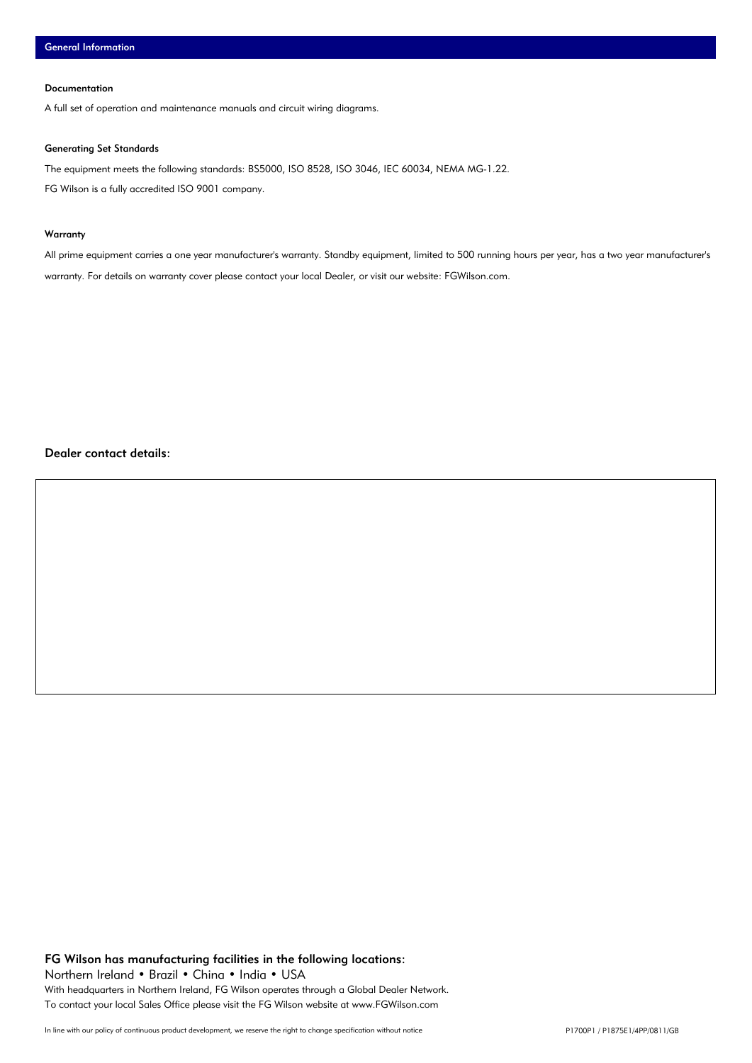## General Information

### Documentation

A full set of operation and maintenance manuals and circuit wiring diagrams.

### Generating Set Standards

The equipment meets the following standards: BS5000, ISO 8528, ISO 3046, IEC 60034, NEMA MG-1.22.

FG Wilson is a fully accredited ISO 9001 company.

### Warranty

All prime equipment carries a one year manufacturer's warranty. Standby equipment, limited to 500 running hours per year, has a two year manufacturer's warranty. For details on warranty cover please contact your local Dealer, or visit our website: FGWilson.com.

**Dealer contact details:**

**FG Wilson has manufacturing facilities in the following locations:**

Northern Ireland • Brazil • China • India • USA

With headquarters in Northern Ireland, FG Wilson operates through a Global Dealer Network.

To contact your local Sales Office please visit the FG Wilson website at www.FGWilson.com

In line with our policy of continuous product development, we reserve the right to change specification without notice

P1700P1 / P1875E1/4PP/0811/GB